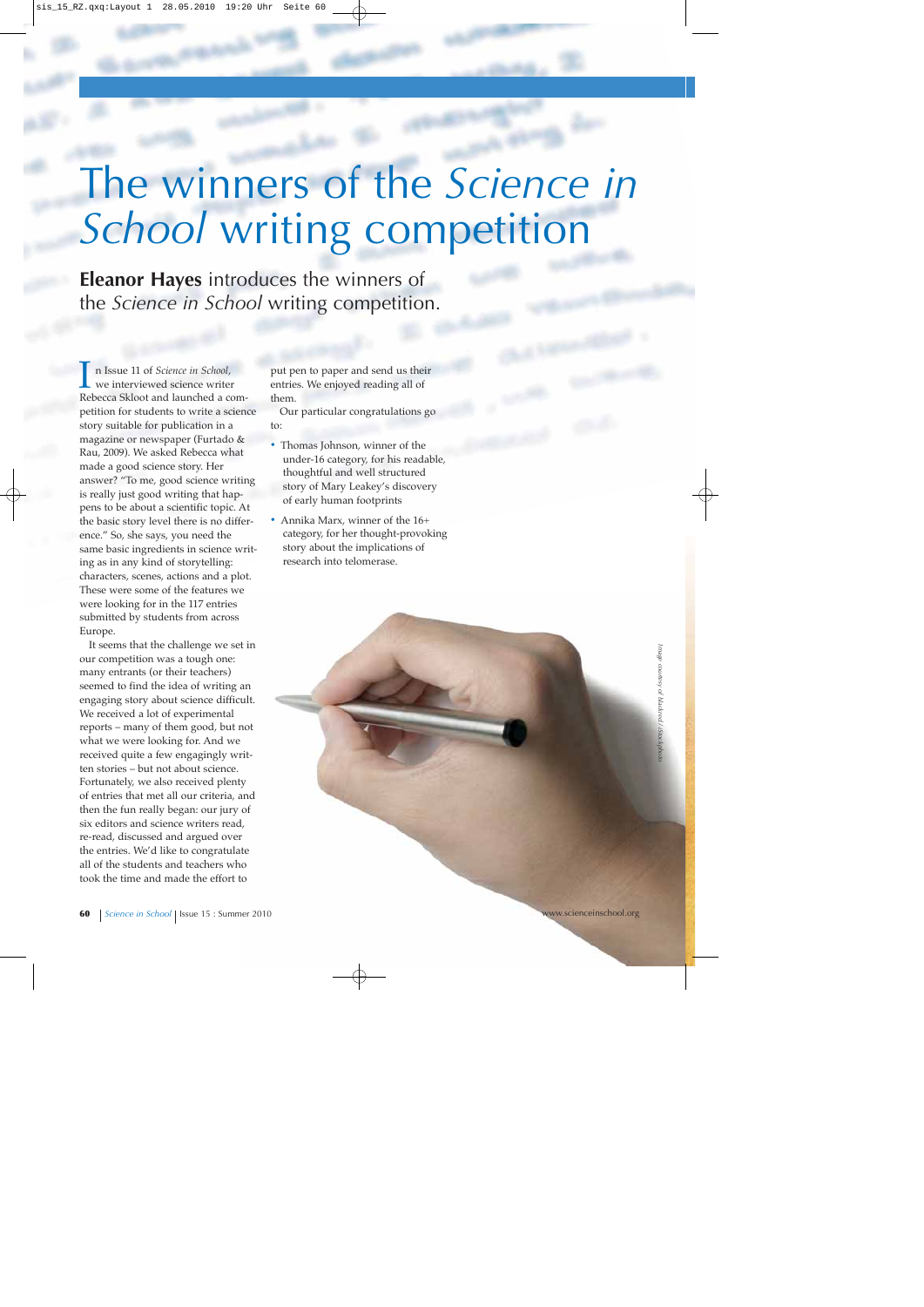# The winners of the *Science in School* writing competition

**Eleanor Hayes** introduces the winners of the *Science in School* writing competition.

In Issue 11 of *Science in School*, we interviewed science writer Rebecca Skloot and launched a competition for students to write a science story suitable for publication in a magazine or newspaper (Furtado & Rau, 2009). We asked Rebecca what made a good science story. Her answer? "To me, good science writing is really just good writing that happens to be about a scientific topic. At the basic story level there is no difference." So, she says, you need the same basic ingredients in science writing as in any kind of storytelling: characters, scenes, actions and a plot. These were some of the features we were looking for in the 117 entries submitted by students from across Europe.

It seems that the challenge we set in our competition was a tough one: many entrants (or their teachers) seemed to find the idea of writing an engaging story about science difficult. We received a lot of experimental reports – many of them good, but not what we were looking for. And we received quite a few engagingly written stories – but not about science. Fortunately, we also received plenty of entries that met all our criteria, and then the fun really began: our jury of six editors and science writers read, re-read, discussed and argued over the entries. We'd like to congratulate all of the students and teachers who took the time and made the effort to put pen to paper and send us their entries. We enjoyed reading all of them.

Our particular congratulations go to:

- Thomas Johnson, winner of the under-16 category, for his readable, thoughtful and well structured story of Mary Leakey's discovery of early human footprints
- Annika Marx, winner of the 16+ category, for her thought-provoking story about the implications of research into telomerase.

Image courtesy of blackred / iStockphoto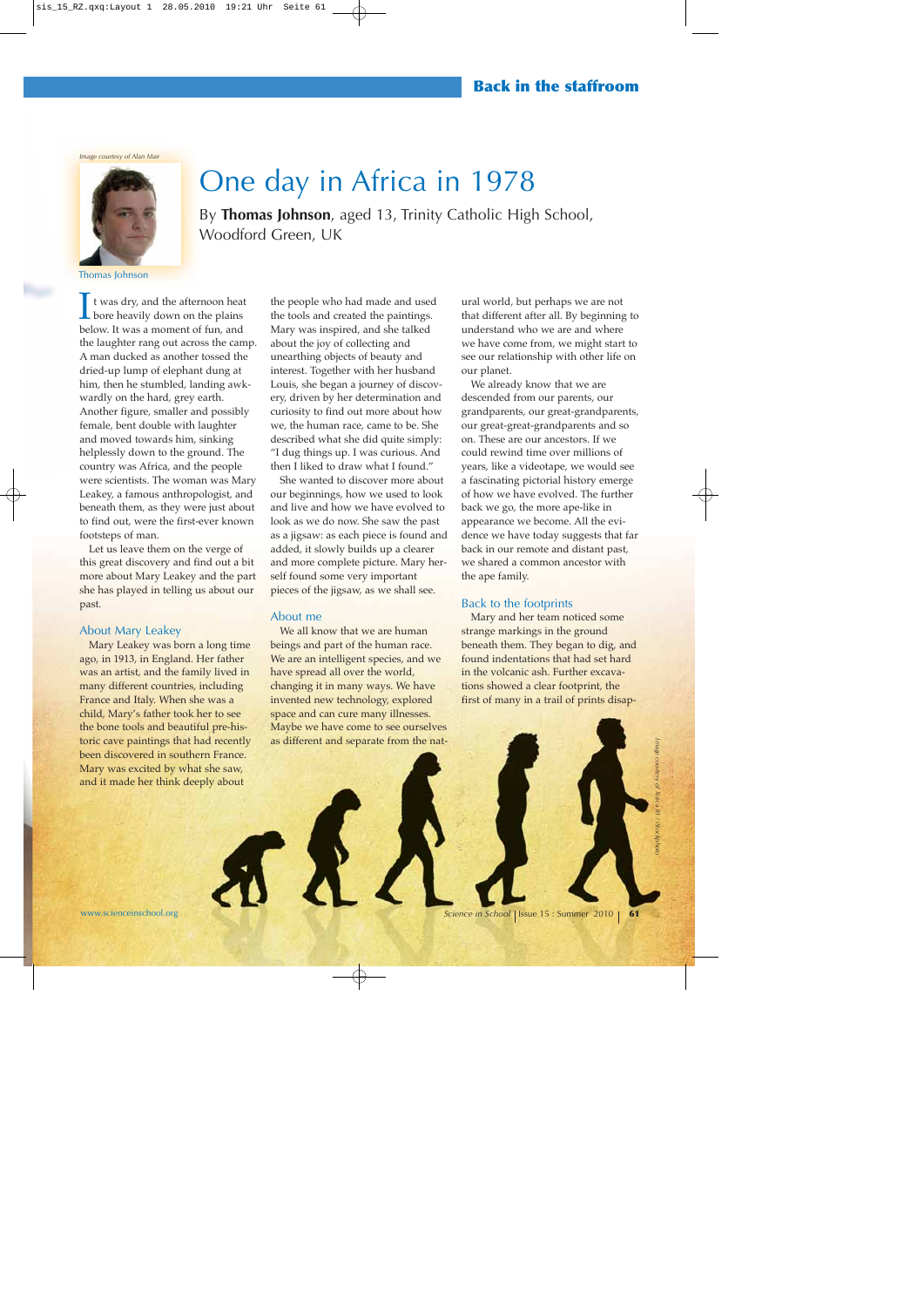# One day in Africa in 1978

By **Thomas Johnson**, aged 13, Trinity Catholic High School, Woodford Green, UK

*Image courtesy of Alan Mair*

Thomas Johnson

It was dry, and the afternoon heat bore heavily down on the plains below. It was a moment of fun, and the laughter rang out across the camp. A man ducked as another tossed the dried-up lump of elephant dung at him, then he stumbled, landing awkwardly on the hard, grey earth. Another figure, smaller and possibly female, bent double with laughter and moved towards him, sinking helplessly down to the ground. The country was Africa, and the people were scientists. The woman was Mary Leakey, a famous anthropologist, and beneath them, as they were just about to find out, were the first-ever known footsteps of man.

Let us leave them on the verge of this great discovery and find out a bit more about Mary Leakey and the part she has played in telling us about our past.

## About Mary Leakey

Mary Leakey was born a long time ago, in 1913, in England. Her father was an artist, and the family lived in many different countries, including France and Italy. When she was a child, Mary's father took her to see the bone tools and beautiful pre-historic cave paintings that had recently been discovered in southern France. Mary was excited by what she saw, and it made her think deeply about the people who had made and used the tools and created the paintings. Mary was inspired, and she talked about the joy of collecting and unearthing objects of beauty and interest. Together with her husband Louis, she began a journey of discovery, driven by her determination and curiosity to find out more about how we, the human race, came to be. She described what she did quite simply: "I dug things up. I was curious. And then I liked to draw what I found."

She wanted to discover more about our beginnings, how we used to look and live and how we have evolved to look as we do now. She saw the past as a jigsaw: as each piece is found and added, it slowly builds up a clearer and more complete picture. Mary herself found some very important pieces of the jigsaw, as we shall see.

## About me

We all know that we are human beings and part of the human race. We are an intelligent species, and we have spread all over the world, changing it in many ways. We have invented new technology, explored space and can cure many illnesses. Maybe we have come to see ourselves as different and separate from the natural world, but perhaps we are not that different after all. By beginning to understand who we are and where we have come from, we might start to see our relationship with other life on our planet.

We already know that we are descended from our parents, our grandparents, our great-grandparents, our great-great-grandparents and so on. These are our ancestors. If we could rewind time over millions of years, like a videotape, we would see a fascinating pictorial history emerge of how we have evolved. The further back we go, the more ape-like in appearance we become. All the evidence we have today suggests that far back in our remote and distant past, we shared a common ancestor with the ape family.

## Back to the footprints

Mary and her team noticed some strange markings in the ground beneath them. They began to dig, and found indentations that had set hard in the volcanic ash. Further excavations showed a clear footprint, the first of many in a trail of prints disap-

*Image courtesy of Yuri_Arcurs / iStockphoto*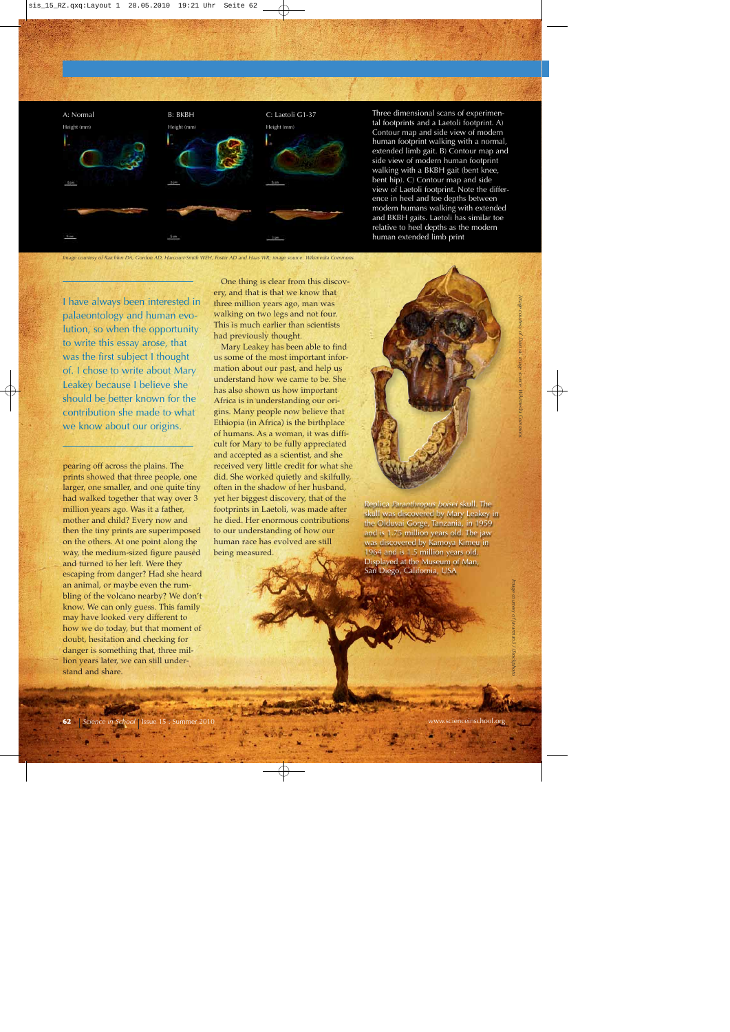A: Normal

B: BKBH

C: Laetoli G1-37

Three dimensional scans of experimental footprints and a Laetoli footprint. A) Contour map and side view of modern human footprint walking with a normal, extended limb gait. B) Contour map and side view of modern human footprint walking with a BKBH gait (bent knee, bent hip). C) Contour map and side view of Laetoli footprint. Note the difference in heel and toe depths between modern humans walking with extended and BKBH gaits. Laetoli has similar toe relative to heel depths as the modern human extended limb print

*Image courtesy of Raichlen DA, Gordon AD, Harcourt-Smith WEH, Foster AD and Haas WR; image source: Wikimedia Commons*

I have always been interested in palaeontology and human evolution, so when the opportunity to write this essay arose, that was the first subject I thought of. I chose to write about Mary Leakey because I believe she should be better known for the contribution she made to what we know about our origins.

pearing off across the plains. The prints showed that three people, one larger, one smaller, and one quite tiny had walked together that way over 3 million years ago. Was it a father, mother and child? Every now and then the tiny prints are superimposed on the others. At one point along the way, the medium-sized figure paused and turned to her left. Were they escaping from danger? Had she heard an animal, or maybe even the rumbling of the volcano nearby? We don't know. We can only guess. This family may have looked very different to how we do today, but that moment of doubt, hesitation and checking for danger is something that, three million years later, we can still understand and share.

One thing is clear from this discovery, and that is that we know that three million years ago, man was walking on two legs and not four. This is much earlier than scientists had previously thought.

Mary Leakey has been able to find us some of the most important information about our past, and help us understand how we came to be. She has also shown us how important Africa is in understanding our origins. Many people now believe that Ethiopia (in Africa) is the birthplace of humans. As a woman, it was difficult for Mary to be fully appreciated and accepted as a scientist, and she received very little credit for what she did. She worked quietly and skilfully, often in the shadow of her husband, yet her biggest discovery, that of the footprints in Laetoli, was made after he died. Her enormous contributions to our understanding of how our human race has evolved are still being measured.

Replica *Paranthropus boisei* skull. The skull was discovered by Mary Leakey in the Olduvai Gorge, Tanzania, in 1959 and is 1.75 million years old. The jaw was discovered by Kamoya Kimeu in 1964 and is 1.5 million years old. Displayed at the Museum of Man, San Diego, California, USA

*Image courtesy of Durova; image source: Wikimedia Commons*

*Image courtesy of pixonnet / iStockphoto*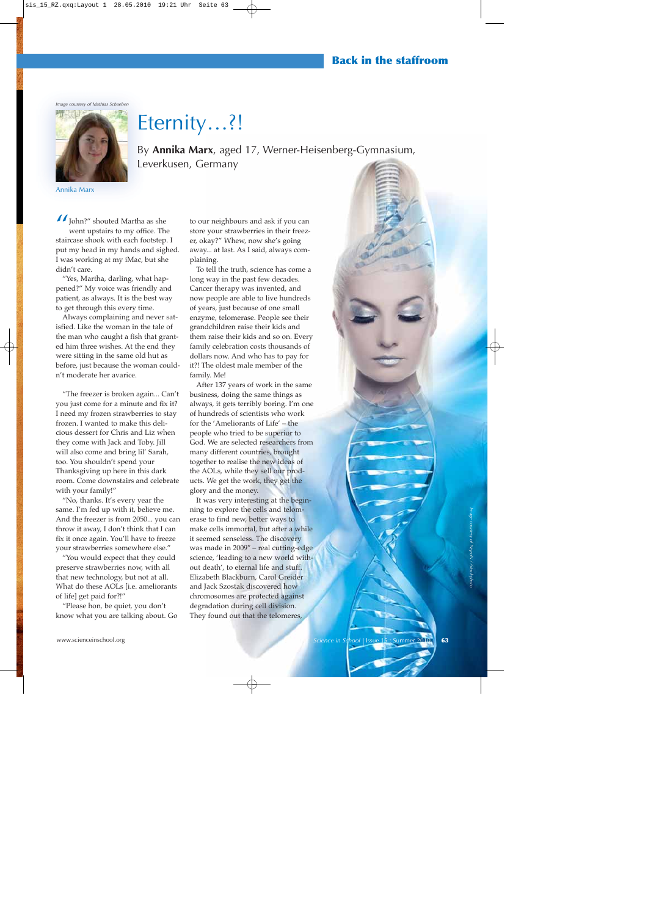Image courtesy of Mathias Schaeben

Annika Marx

# Eternity…?!

By **Annika Marx**, aged 17, Werner-Heisenberg-Gymnasium, Leverkusen, Germany

"John?" shouted Martha as she went upstairs to my office. The staircase shook with each footstep. I put my head in my hands and sighed. I was working at my iMac, but she didn't care.

"Yes, Martha, darling, what happened?" My voice was friendly and patient, as always. It is the best way to get through this every time.

Always complaining and never satisfied. Like the woman in the tale of the man who caught a fish that granted him three wishes. At the end they were sitting in the same old hut as before, just because the woman couldn't moderate her avarice.

"The freezer is broken again... Can't you just come for a minute and fix it? I need my frozen strawberries to stay frozen. I wanted to make this delicious dessert for Chris and Liz when they come with Jack and Toby. Jill will also come and bring lil' Sarah, too. You shouldn't spend your Thanksgiving up here in this dark room. Come downstairs and celebrate with your family!"

"No, thanks. It's every year the same. I'm fed up with it, believe me. And the freezer is from 2050... you can throw it away, I don't think that I can fix it once again. You'll have to freeze your strawberries somewhere else."

"You would expect that they could preserve strawberries now, with all that new technology, but not at all. What do these AOLs [i.e. ameliorants of life] get paid for?!"

"Please hon, be quiet, you don't know what you are talking about. Go to our neighbours and ask if you can store your strawberries in their freezer, okay?" Whew, now she's going away... at last. As I said, always complaining.

To tell the truth, science has come a long way in the past few decades. Cancer therapy was invented, and now people are able to live hundreds of years, just because of one small enzyme, telomerase. People see their grandchildren raise their kids and them raise their kids and so on. Every family celebration costs thousands of dollars now. And who has to pay for it?! The oldest male member of the family. Me!

After 137 years of work in the same business, doing the same things as always, it gets terribly boring. I'm one of hundreds of scientists who work for the 'Ameliorants of Life' – the people who tried to be superior to God. We are selected researchers from many different countries, brought together to realise the new ideas of the AOLs, while they sell our products. We get the work, they get the glory and the money.

It was very interesting at the beginning to explore the cells and telomerase to find new, better ways to make cells immortal, but after a while it seemed senseless. The discovery was made in 2009* – real cutting-edge science, 'leading to a new world without death', to eternal life and stuff. Elizabeth Blackburn, Carol Greider and Jack Szostak discovered how chromosomes are protected against degradation during cell division. They found out that the telomeres,

Image courtesy of NejroN / iStockphoto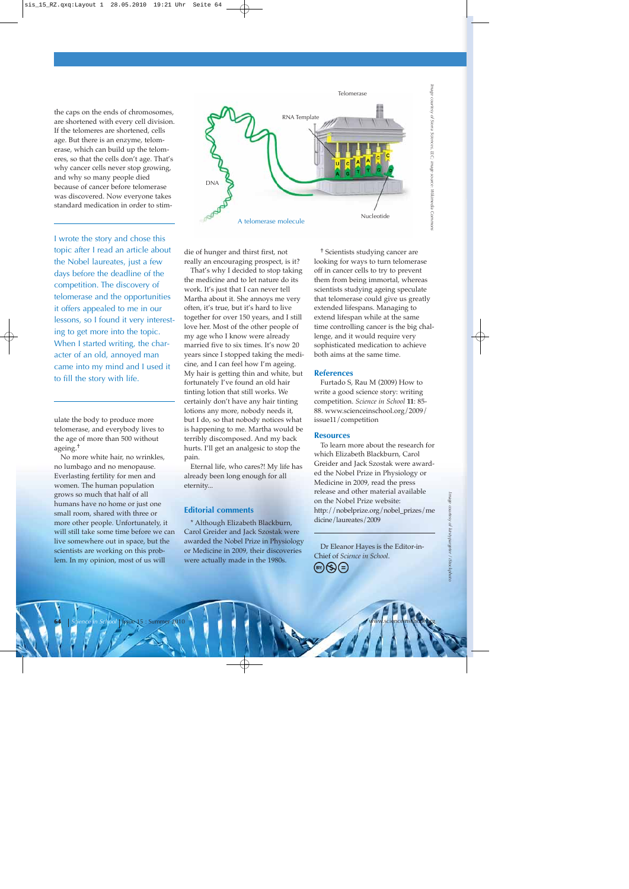the caps on the ends of chromosomes, are shortened with every cell division. If the telomeres are shortened, cells age. But there is an enzyme, telomerase, which can build up the telomeres, so that the cells don't age. That's why cancer cells never stop growing, and why so many people died because of cancer before telomerase was discovered. Now everyone takes standard medication in order to stimulate the body to produce more telomerase, and everybody lives to the age of more than 500 without ageing.†

> I wrote the story and chose this topic after I read an article about the Nobel laureates, just a few days before the deadline of the competition. The discovery of telomerase and the opportunities it offers appealed to me in our lessons, so I found it very interesting to get more into the topic. When I started writing, the character of an old, annoyed man came into my mind and I used it to fill the story with life.

No more white hair, no wrinkles, no lumbago and no menopause. Everlasting fertility for men and women. The human population grows so much that half of all humans have no home or just one small room, shared with three or more other people. Unfortunately, it will still take some time before we can live somewhere out in space, but the scientists are working on this problem. In my opinion, most of us will die of hunger and thirst first, not really an encouraging prospect, is it?

That's why I decided to stop taking the medicine and to let nature do its work. It's just that I can never tell Martha about it. She annoys me very often, it's true, but it's hard to live together for over 150 years, and I still love her. Most of the other people of my age who I know were already married five to six times. It's now 20 years since I stopped taking the medicine, and I can feel how I'm ageing. My hair is getting thin and white, but fortunately I've found an old hair tinting lotion that still works. We certainly don't have any hair tinting lotions any more, nobody needs it, but I do, so that nobody notices what is happening to me. Martha would be terribly discomposed. And my back hurts. I'll get an analgesic to stop the pain.

Eternal life, who cares?! My life has already been long enough for all eternity...

Telomerase

RNA Template

DNA

Nucleotide

A telomerase molecule

## Editorial comments

\* Although Elizabeth Blackburn, Carol Greider and Jack Szostak were awarded the Nobel Prize in Physiology or Medicine in 2009, their discoveries were actually made in the 1980s.

† Scientists studying cancer are looking for ways to turn telomerase off in cancer cells to try to prevent them from being immortal, whereas scientists studying ageing speculate that telomerase could give us greatly extended lifespans. Managing to extend lifespan while at the same time controlling cancer is the big challenge, and it would require very sophisticated medication to achieve both aims at the same time.

## References

Furtado S, Rau M (2009) How to write a good science story: writing competition. *Science in School* **11**: 85-88. www.scienceinschool.org/2009/issue11/competition

## Resources

To learn more about the research for which Elizabeth Blackburn, Carol Greider and Jack Szostak were awarded the Nobel Prize in Physiology or Medicine in 2009, read the press release and other material available on the Nobel Prize website: http://nobelprize.org/nobel_prizes/medicine/laureates/2009

Dr Eleanor Hayes is the Editor-in-Chief of *Science in School*.